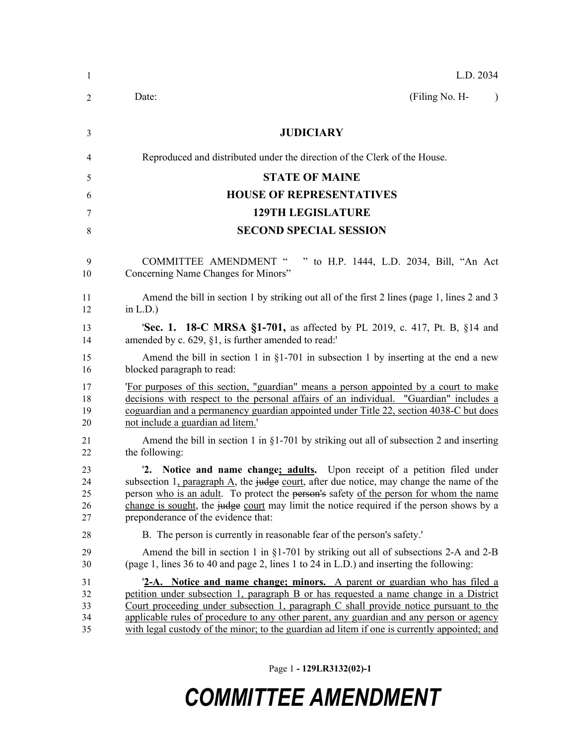L.D. 2034

Date: (Filing No. H- )

**JUDICIARY**

Reproduced and distributed under the direction of the Clerk of the House.

**STATE OF MAINE**

**HOUSE OF REPRESENTATIVES**

**129TH LEGISLATURE**

**SECOND SPECIAL SESSION**

COMMITTEE AMENDMENT " " to H.P. 1444, L.D. 2034, Bill, "An Act Concerning Name Changes for Minors"

Amend the bill in section 1 by striking out all of the first 2 lines (page 1, lines 2 and 3 in L.D.)

'**Sec. 1. 18-C MRSA §1-701,** as affected by PL 2019, c. 417, Pt. B, §14 and amended by c. 629, §1, is further amended to read:'

Amend the bill in section 1 in §1-701 in subsection 1 by inserting at the end a new blocked paragraph to read:

'For purposes of this section, "guardian" means a person appointed by a court to make decisions with respect to the personal affairs of an individual. "Guardian" includes a coguardian and a permanency guardian appointed under Title 22, section 4038-C but does not include a guardian ad litem.'

Amend the bill in section 1 in §1-701 by striking out all of subsection 2 and inserting the following:

'**2. Notice and name change; adults.** Upon receipt of a petition filed under subsection 1, paragraph A, the ~~judge~~ court, after due notice, may change the name of the person who is an adult. To protect the ~~person's~~ safety of the person for whom the name change is sought, the ~~judge~~ court may limit the notice required if the person shows by a preponderance of the evidence that:

B. The person is currently in reasonable fear of the person's safety.'

Amend the bill in section 1 in §1-701 by striking out all of subsections 2-A and 2-B (page 1, lines 36 to 40 and page 2, lines 1 to 24 in L.D.) and inserting the following:

'**2-A. Notice and name change; minors.** A parent or guardian who has filed a petition under subsection 1, paragraph B or has requested a name change in a District Court proceeding under subsection 1, paragraph C shall provide notice pursuant to the applicable rules of procedure to any other parent, any guardian and any person or agency with legal custody of the minor; to the guardian ad litem if one is currently appointed; and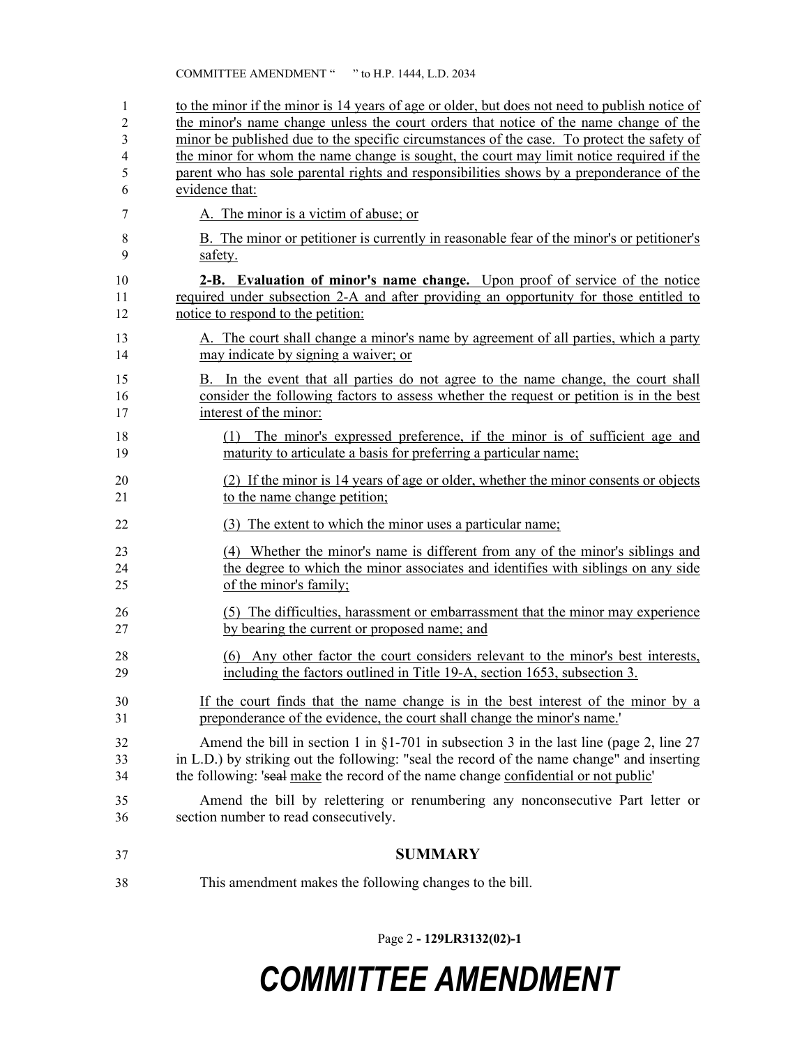to the minor if the minor is 14 years of age or older, but does not need to publish notice of the minor's name change unless the court orders that notice of the name change of the minor be published due to the specific circumstances of the case. To protect the safety of the minor for whom the name change is sought, the court may limit notice required if the parent who has sole parental rights and responsibilities shows by a preponderance of the evidence that:

A. The minor is a victim of abuse; or

B. The minor or petitioner is currently in reasonable fear of the minor's or petitioner's safety.

**2-B. Evaluation of minor's name change.** Upon proof of service of the notice required under subsection 2-A and after providing an opportunity for those entitled to notice to respond to the petition:

A. The court shall change a minor's name by agreement of all parties, which a party may indicate by signing a waiver; or

B. In the event that all parties do not agree to the name change, the court shall consider the following factors to assess whether the request or petition is in the best interest of the minor:

(1) The minor's expressed preference, if the minor is of sufficient age and maturity to articulate a basis for preferring a particular name;

(2) If the minor is 14 years of age or older, whether the minor consents or objects to the name change petition;

(3) The extent to which the minor uses a particular name;

(4) Whether the minor's name is different from any of the minor's siblings and the degree to which the minor associates and identifies with siblings on any side of the minor's family;

(5) The difficulties, harassment or embarrassment that the minor may experience by bearing the current or proposed name; and

(6) Any other factor the court considers relevant to the minor's best interests, including the factors outlined in Title 19-A, section 1653, subsection 3.

If the court finds that the name change is in the best interest of the minor by a preponderance of the evidence, the court shall change the minor's name.'

Amend the bill in section 1 in §1-701 in subsection 3 in the last line (page 2, line 27 in L.D.) by striking out the following: "seal the record of the name change" and inserting the following: '~~seal~~ make the record of the name change confidential or not public'

Amend the bill by relettering or renumbering any nonconsecutive Part letter or section number to read consecutively.

## SUMMARY

This amendment makes the following changes to the bill.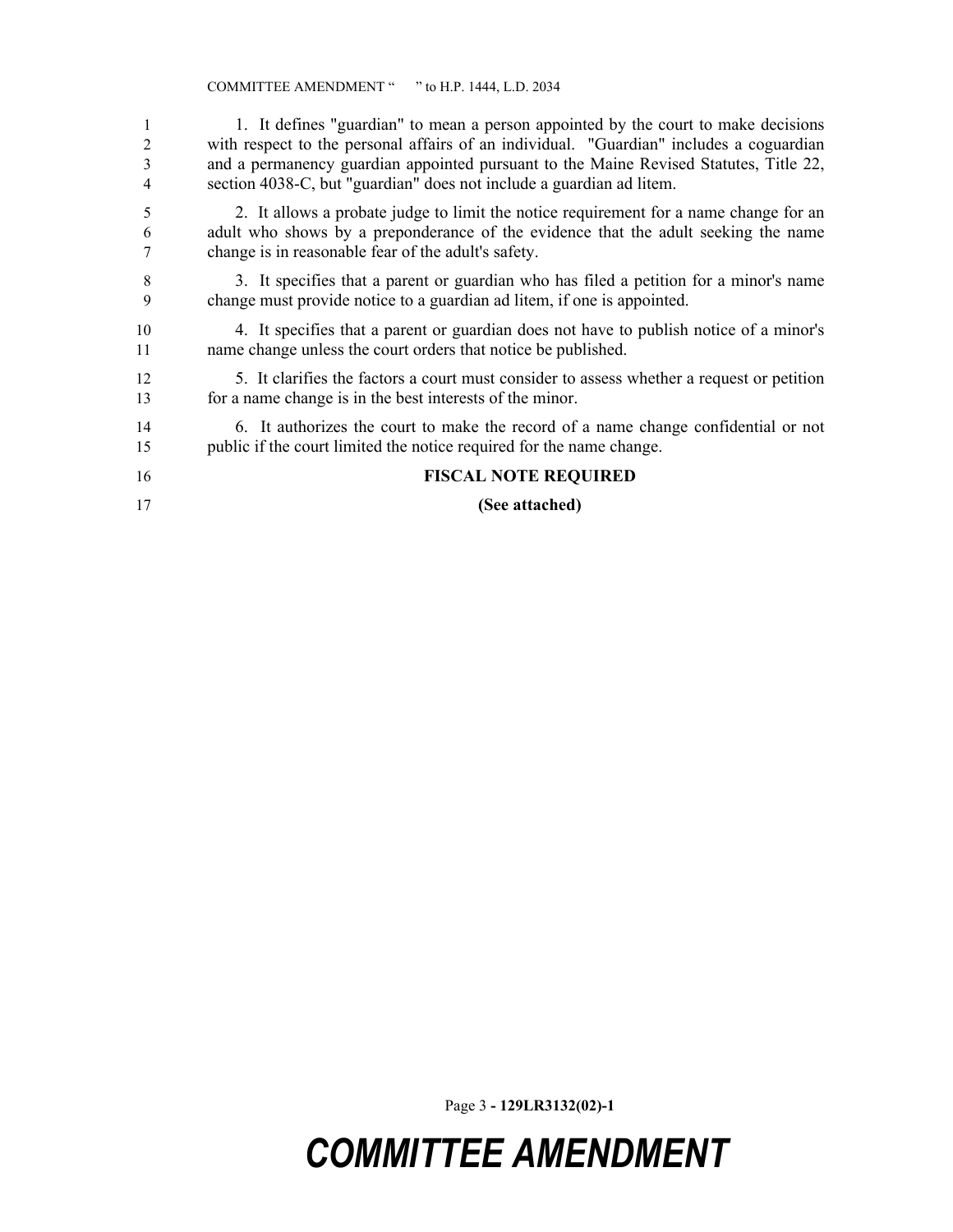1. It defines "guardian" to mean a person appointed by the court to make decisions with respect to the personal affairs of an individual. "Guardian" includes a coguardian and a permanency guardian appointed pursuant to the Maine Revised Statutes, Title 22, section 4038-C, but "guardian" does not include a guardian ad litem.

2. It allows a probate judge to limit the notice requirement for a name change for an adult who shows by a preponderance of the evidence that the adult seeking the name change is in reasonable fear of the adult's safety.

3. It specifies that a parent or guardian who has filed a petition for a minor's name change must provide notice to a guardian ad litem, if one is appointed.

4. It specifies that a parent or guardian does not have to publish notice of a minor's name change unless the court orders that notice be published.

5. It clarifies the factors a court must consider to assess whether a request or petition for a name change is in the best interests of the minor.

6. It authorizes the court to make the record of a name change confidential or not public if the court limited the notice required for the name change.

**FISCAL NOTE REQUIRED**

**(See attached)**